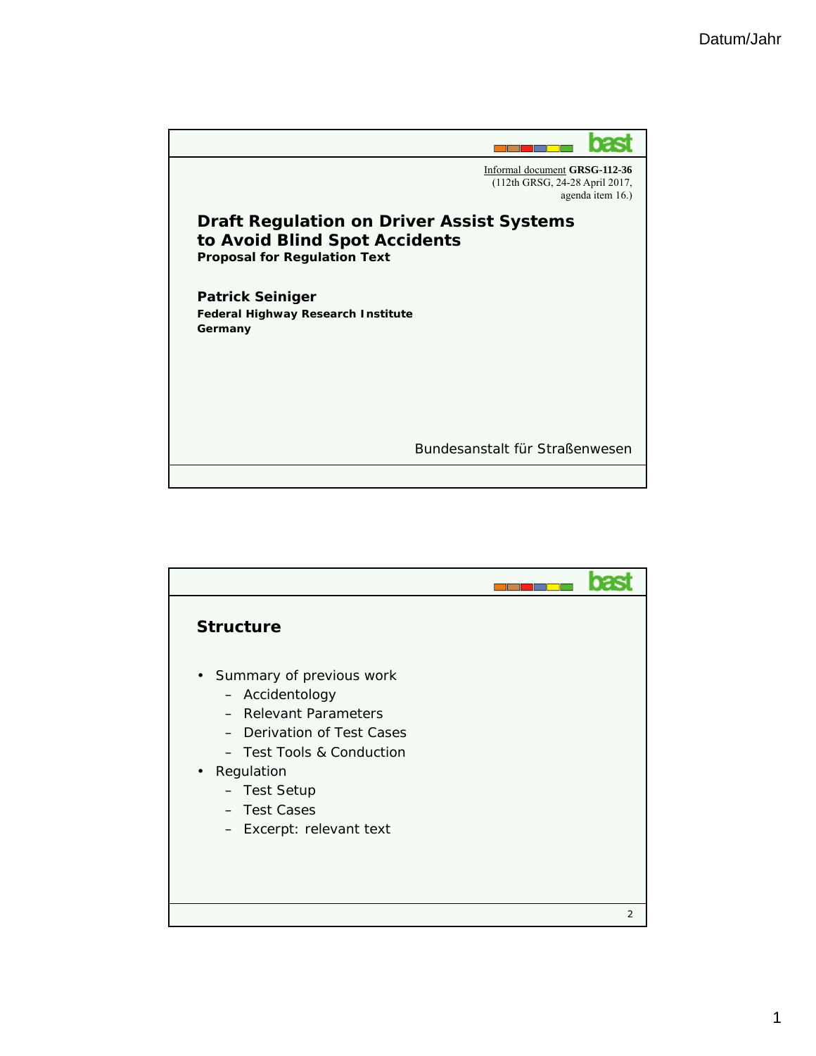Informal document **GRSG-112-36**
(112th GRSG, 24-28 April 2017, agenda item 16.)

# Draft Regulation on Driver Assist Systems to Avoid Blind Spot Accidents

**Proposal for Regulation Text**

**Patrick Seiniger**

**Federal Highway Research Institute**
**Germany**

Bundesanstalt für Straßenwesen

## Structure

- Summary of previous work
  - Accidentology
  - Relevant Parameters
  - Derivation of Test Cases
  - Test Tools & Conduction
- Regulation
  - Test Setup
  - Test Cases
  - Excerpt: relevant text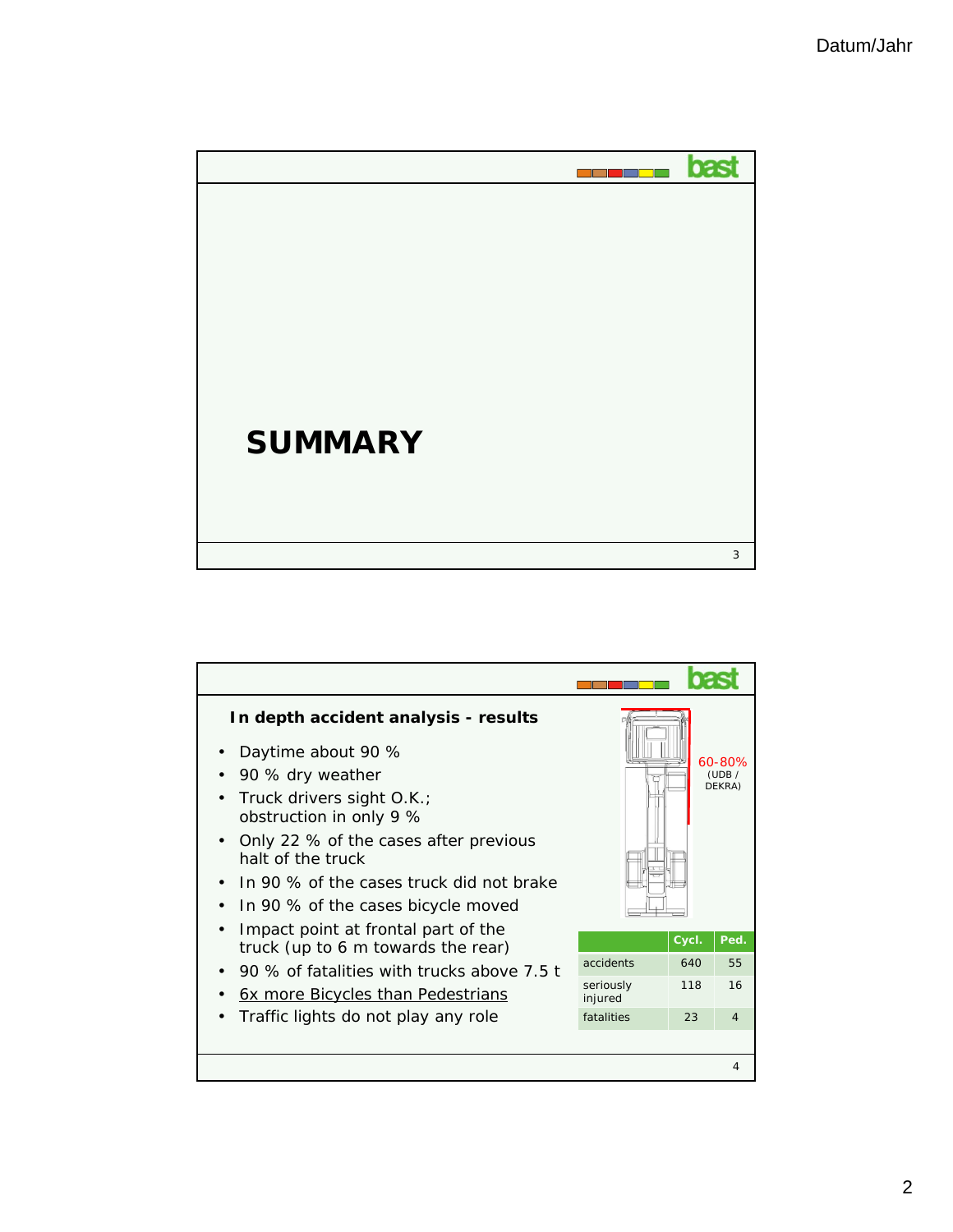# SUMMARY

## In depth accident analysis - results

- Daytime about 90 %
- 90 % dry weather
- Truck drivers sight O.K.; obstruction in only 9 %
- Only 22 % of the cases after previous halt of the truck
- In 90 % of the cases truck did not brake
- In 90 % of the cases bicycle moved
- Impact point at frontal part of the truck (up to 6 m towards the rear)
- 90 % of fatalities with trucks above 7.5 t
- 6x more Bicycles than Pedestrians
- Traffic lights do not play any role

60-80% (UDB / DEKRA)

| | Cycl. | Ped. |
|---|---|---|
| accidents | 640 | 55 |
| seriously injured | 118 | 16 |
| fatalities | 23 | 4 |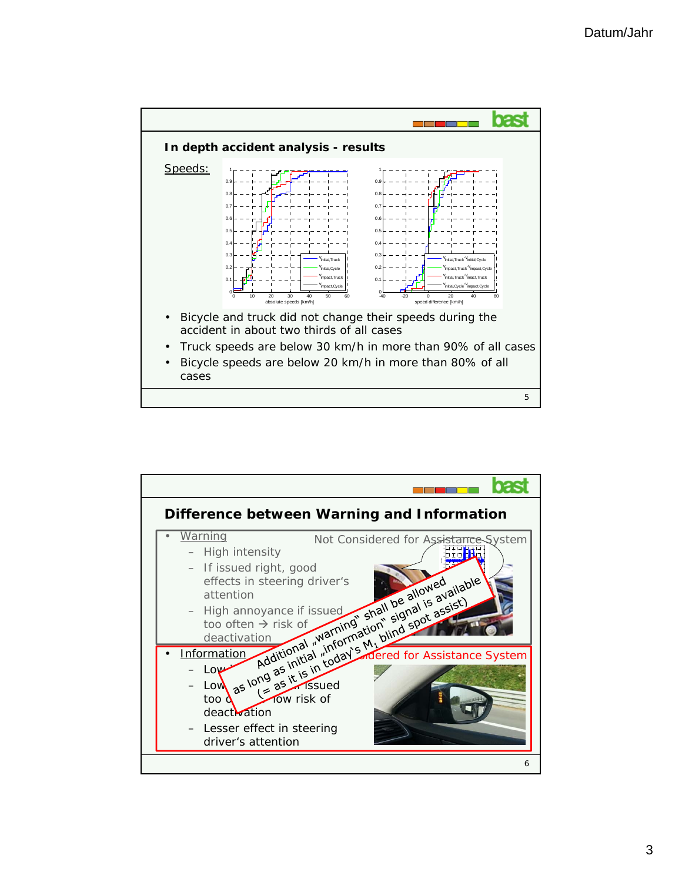## In depth accident analysis - results

Speeds:

- Bicycle and truck did not change their speeds during the accident in about two thirds of all cases
- Truck speeds are below 30 km/h in more than 90% of all cases
- Bicycle speeds are below 20 km/h in more than 80% of all cases

## Difference between Warning and Information

- Warning — Not Considered for Assistance System
  - High intensity
  - If issued right, good effects in steering driver's attention
  - High annoyance if issued too often → risk of deactivation
- Information — Considered for Assistance System
  - Low intensity
  - Low annoyance if issued too often → low risk of deactivation
  - Lesser effect in steering driver's attention

Additional „warning" shall be allowed as long as initial „information" signal is available (= as it is in today's $M_1$ blind spot assist)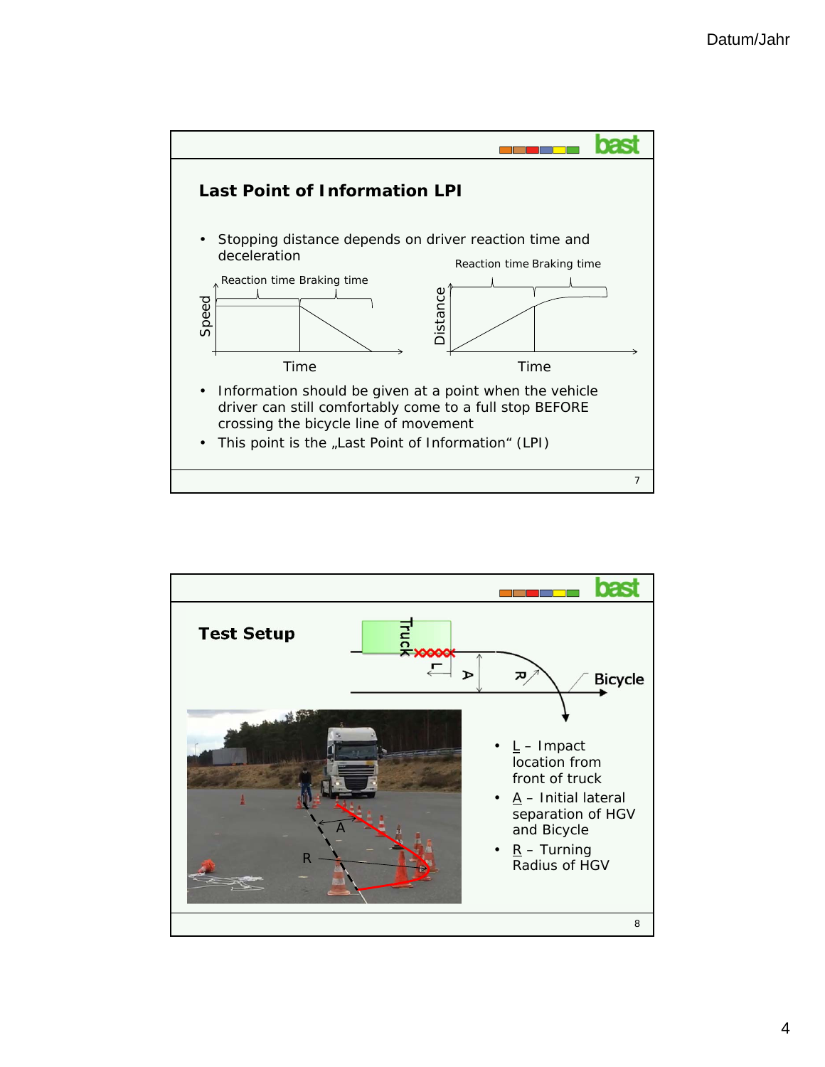## Last Point of Information LPI

- Stopping distance depends on driver reaction time and deceleration

Reaction time Braking time

Speed

Time

Reaction time Braking time

Distance

Time

- Information should be given at a point when the vehicle driver can still comfortably come to a full stop BEFORE crossing the bicycle line of movement
- This point is the „Last Point of Information“ (LPI)

## Test Setup

Truck

L

A

R

Bicycle

- L – Impact location from front of truck
- A – Initial lateral separation of HGV and Bicycle
- R – Turning Radius of HGV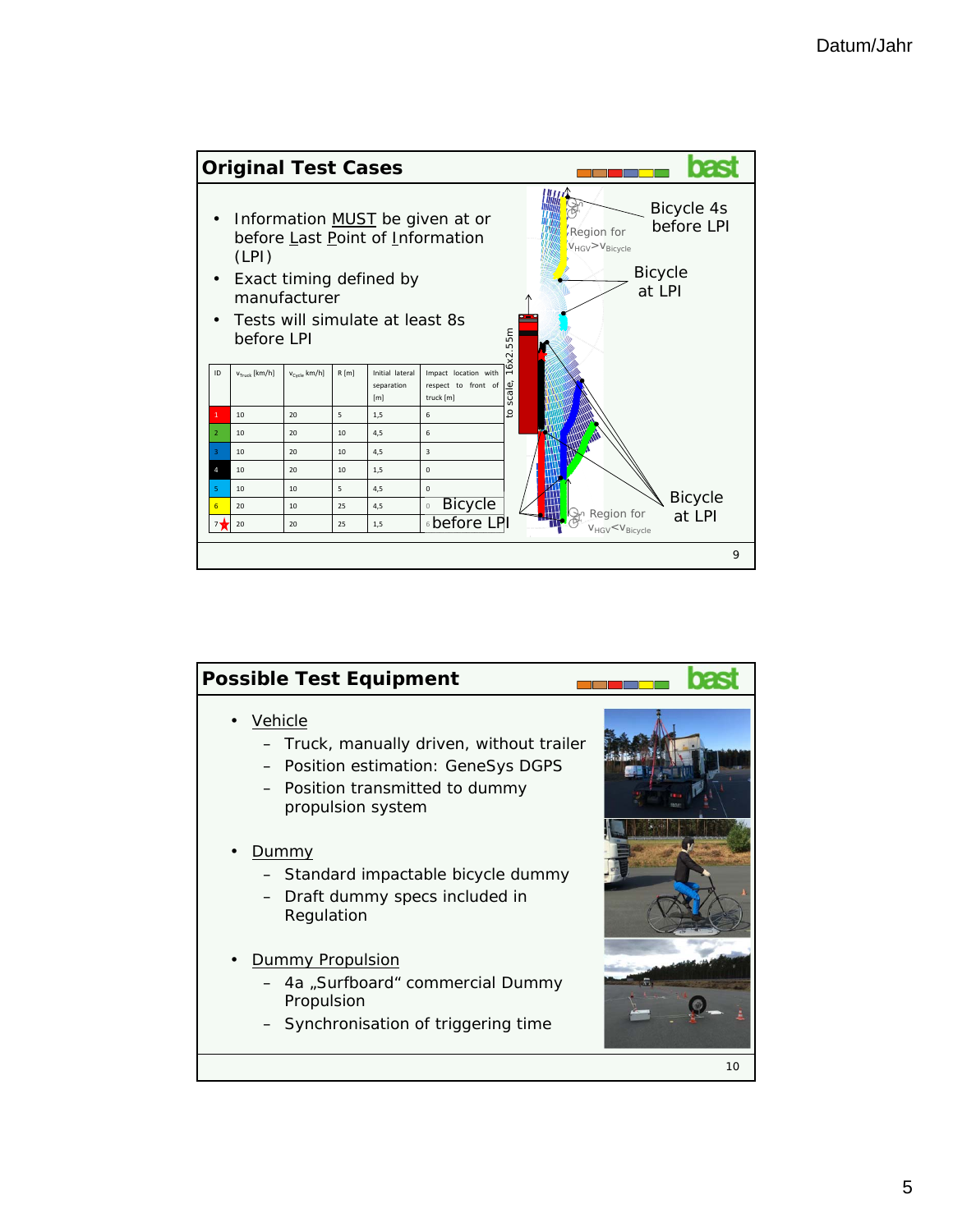## Original Test Cases

- Information MUST be given at or before Last Point of Information (LPI)
- Exact timing defined by manufacturer
- Tests will simulate at least 8s before LPI

| ID | $v_{Truck}$ [km/h] | $v_{Cycle}$ km/h] | R [m] | Initial lateral separation [m] | Impact location with respect to front of truck [m] |
|---|---|---|---|---|---|
| 1 | 10 | 20 | 5 | 1,5 | 6 |
| 2 | 10 | 20 | 10 | 4,5 | 6 |
| 3 | 10 | 20 | 10 | 4,5 | 3 |
| 4 | 10 | 20 | 10 | 1,5 | 0 |
| 5 | 10 | 10 | 5 | 4,5 | 0 |
| 6 | 20 | 10 | 25 | 4,5 | 0 |
| 7★ | 20 | 20 | 25 | 1,5 | 6 |

Bicycle 4s before LPI

Region for $v_{HGV} > v_{Bicycle}$

Bicycle at LPI

to scale, 16x2.55m

Bicycle before LPI

Region for $v_{HGV} < v_{Bicycle}$

Bicycle at LPI

## Possible Test Equipment

- Vehicle
  - Truck, manually driven, without trailer
  - Position estimation: GeneSys DGPS
  - Position transmitted to dummy propulsion system
- Dummy
  - Standard impactable bicycle dummy
  - Draft dummy specs included in Regulation
- Dummy Propulsion
  - 4a „Surfboard“ commercial Dummy Propulsion
  - Synchronisation of triggering time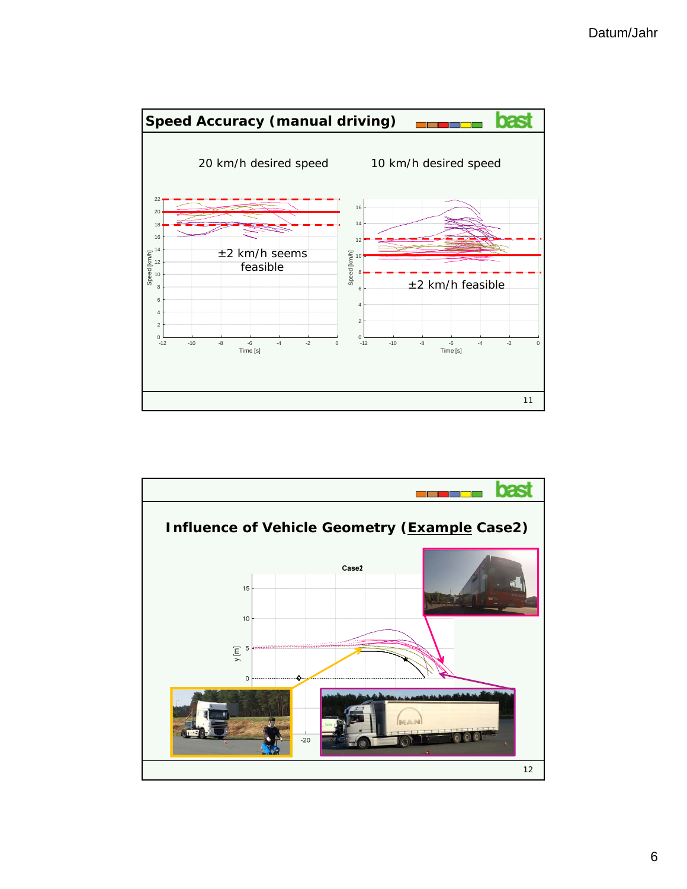## Speed Accuracy (manual driving)

20 km/h desired speed

±2 km/h seems feasible

10 km/h desired speed

±2 km/h feasible

## Influence of Vehicle Geometry (Example Case2)

Case2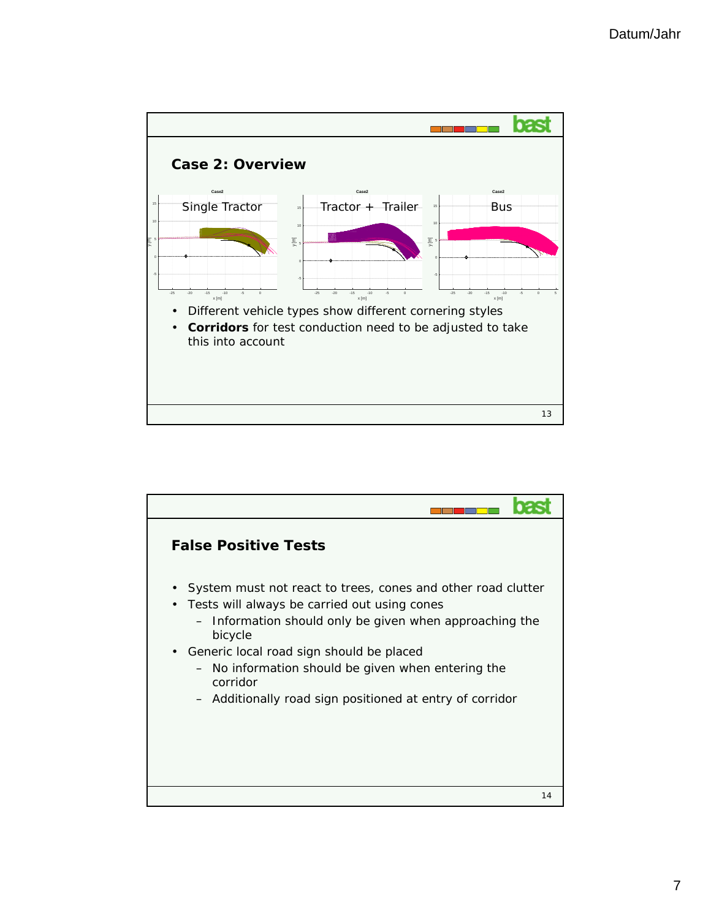## Case 2: Overview

Single Tractor — Tractor + Trailer — Bus

- Different vehicle types show different cornering styles
- **Corridors** for test conduction need to be adjusted to take this into account

## False Positive Tests

- System must not react to trees, cones and other road clutter
- Tests will always be carried out using cones
  - Information should only be given when approaching the bicycle
- Generic local road sign should be placed
  - No information should be given when entering the corridor
  - Additionally road sign positioned at entry of corridor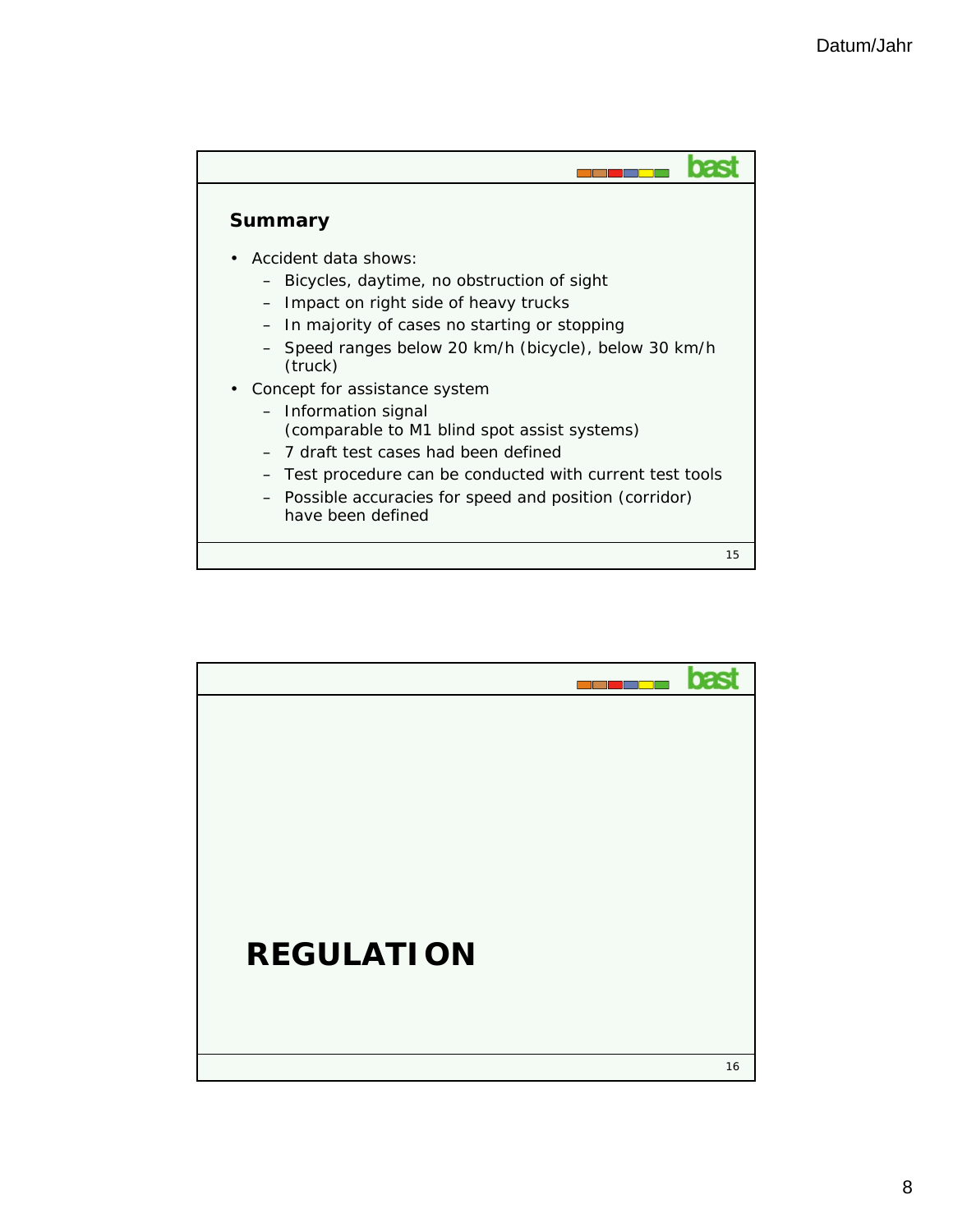## Summary

- Accident data shows:
  - Bicycles, daytime, no obstruction of sight
  - Impact on right side of heavy trucks
  - In majority of cases no starting or stopping
  - Speed ranges below 20 km/h (bicycle), below 30 km/h (truck)
- Concept for assistance system
  - Information signal (comparable to M1 blind spot assist systems)
  - 7 draft test cases had been defined
  - Test procedure can be conducted with current test tools
  - Possible accuracies for speed and position (corridor) have been defined

# REGULATION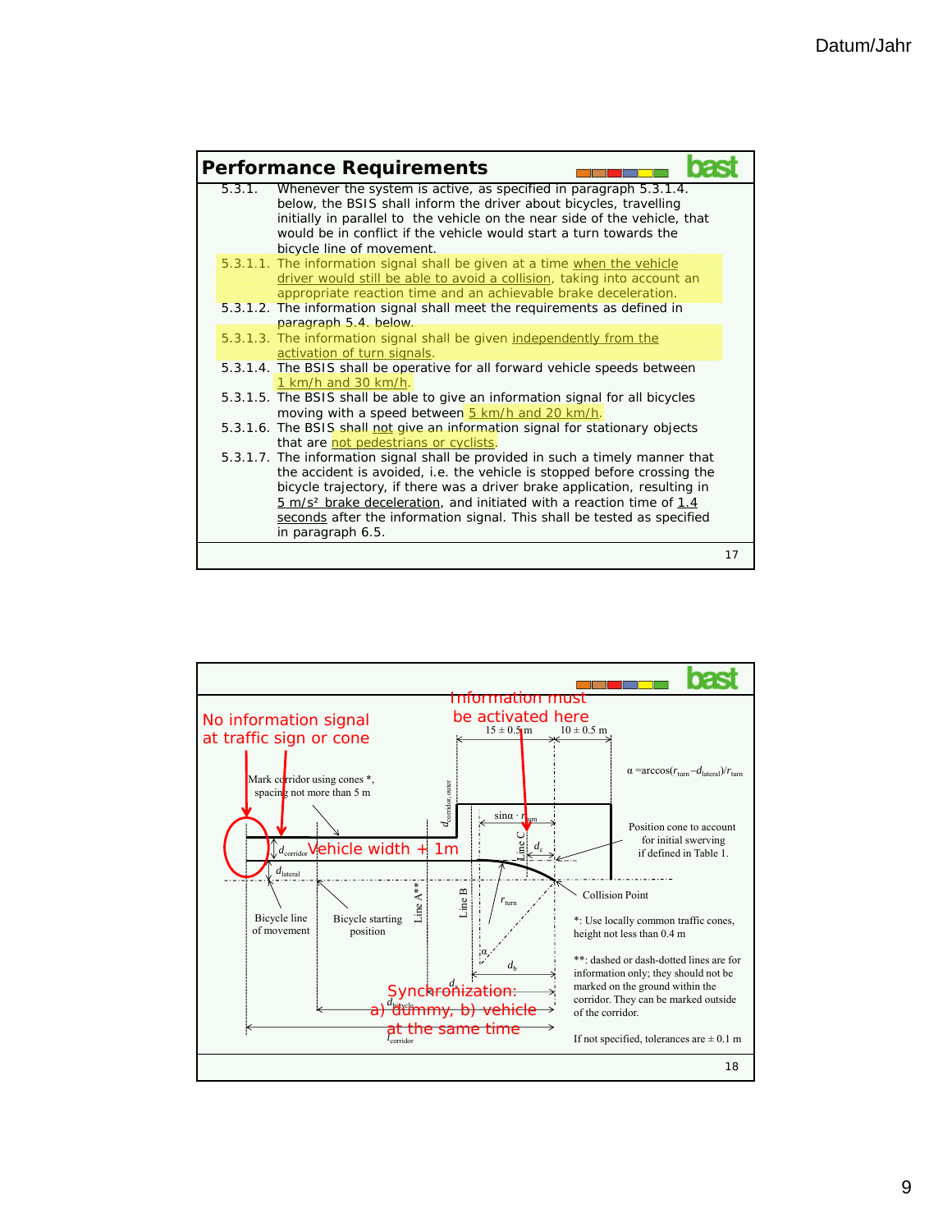## Performance Requirements

5.3.1. Whenever the system is active, as specified in paragraph 5.3.1.4. below, the BSIS shall inform the driver about bicycles, travelling initially in parallel to the vehicle on the near side of the vehicle, that would be in conflict if the vehicle would start a turn towards the bicycle line of movement.

5.3.1.1. The information signal shall be given at a time when the vehicle driver would still be able to avoid a collision, taking into account an appropriate reaction time and an achievable brake deceleration.

5.3.1.2. The information signal shall meet the requirements as defined in paragraph 5.4. below.

5.3.1.3. The information signal shall be given independently from the activation of turn signals.

5.3.1.4. The BSIS shall be operative for all forward vehicle speeds between 1 km/h and 30 km/h.

5.3.1.5. The BSIS shall be able to give an information signal for all bicycles moving with a speed between 5 km/h and 20 km/h.

5.3.1.6. The BSIS shall not give an information signal for stationary objects that are not pedestrians or cyclists.

5.3.1.7. The information signal shall be provided in such a timely manner that the accident is avoided, i.e. the vehicle is stopped before crossing the bicycle trajectory, if there was a driver brake application, resulting in 5 m/s² brake deceleration, and initiated with a reaction time of 1.4 seconds after the information signal. This shall be tested as specified in paragraph 6.5.

---

No information signal at traffic sign or cone

Information must be activated here

$15 \pm 0.5$ m | $10 \pm 0.5$ m

$\alpha = \arccos((r_{turn} - d_{lateral})/r_{turn})$

Mark corridor using cones *, spacing not more than 5 m

$d_{corridor,outer}$

$\sin\alpha \cdot r_{turn}$

Position cone to account for initial swerving if defined in Table 1.

$d_{corridor}$ Vehicle width + 1m

$d_c$

$d_{lateral}$

Line A** | Line B | Line C

$r_{turn}$

Collision Point

Bicycle line of movement

Bicycle starting position

*: Use locally common traffic cones, height not less than 0.4 m

$\alpha$

$d_b$

**: dashed or dash-dotted lines are for information only; they should not be marked on the ground within the corridor. They can be marked outside of the corridor.

$d_a$

$d_{bicycle}$

Synchronization: a) dummy, b) vehicle at the same time

$l_{corridor}$

If not specified, tolerances are $\pm$ 0.1 m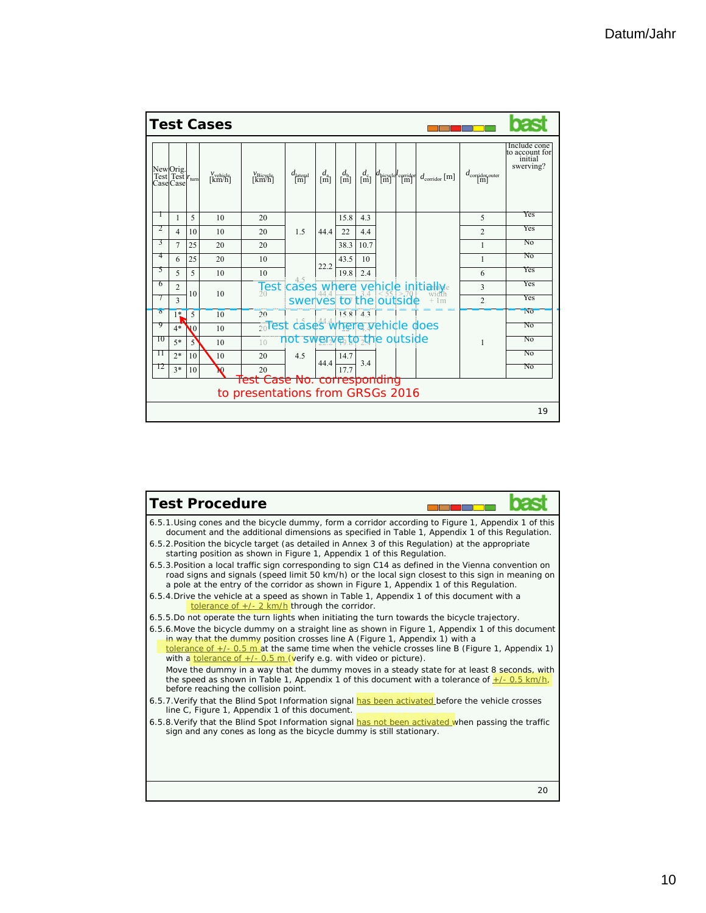## Test Cases

| New Test Case | Orig. Test Case | $r_{turn}$ | $v_{vehicle}$ [km/h] | $v_{Bicycle}$ [km/h] | $d_{lateral}$ [m] | $d_a$ [m] | $d_b$ [m] | $d_c$ [m] | $d_{bicycle}$ [m] | $l_{corridor}$ [m] | $d_{corridor}$ [m] | $d_{corridor\,outer}$ [m] | Include cone to account for initial swerving? |
|---|---|---|---|---|---|---|---|---|---|---|---|---|---|
| 1 | 1 | 5 | 10 | 20 | 1.5 | 44.4 | 15.8 | 4.3 | | | | 5 | Yes |
| 2 | 4 | 10 | 10 | 20 | | | 22 | 4.4 | | | | 2 | Yes |
| 3 | 7 | 25 | 20 | 20 | | | 38.3 | 10.7 | | | | 1 | No |
| 4 | 6 | 25 | 20 | 10 | | 22.2 | 43.5 | 10 | | | | 1 | No |
| 5 | 5 | 5 | 10 | 10 | | | 19.8 | 2.4 | | | | 6 | Yes |
| 6 | 2 | 10 | 10 | 20 | 4.5 | 44.4 | | 3.4 | < 55 | > 70 | vehicle width + 1m | 3 | Yes |
| 7 | 3 | | | | | | | | | | | 2 | Yes |
| 8 | 1* | 5 | 10 | 20 | 1.5 | 44.4 | 15.8 | 4.3 | | | | 1 | No |
| 9 | 4* | 10 | 10 | 20 | | | 22 | 4.4 | | | | | No |
| 10 | 5* | 5 | 10 | 10 | | 22.2 | 19.8 | 2.4 | | | | | No |
| 11 | 2* | 10 | 10 | 20 | 4.5 | 44.4 | 14.7 | 3.4 | | | | | No |
| 12 | 3* | 10 | 10 | 20 | | | 17.7 | | | | | | No |

Test cases where vehicle initially swerves to the outside (cases 1–7)

Test cases where vehicle does not swerve to the outside (cases 8–12)

Test Case No. corresponding to presentations from GRSGs 2016

## Test Procedure

6.5.1. Using cones and the bicycle dummy, form a corridor according to Figure 1, Appendix 1 of this document and the additional dimensions as specified in Table 1, Appendix 1 of this Regulation.

6.5.2. Position the bicycle target (as detailed in Annex 3 of this Regulation) at the appropriate starting position as shown in Figure 1, Appendix 1 of this Regulation.

6.5.3. Position a local traffic sign corresponding to sign C14 as defined in the Vienna convention on road signs and signals (speed limit 50 km/h) or the local sign closest to this sign in meaning on a pole at the entry of the corridor as shown in Figure 1, Appendix 1 of this Regulation.

6.5.4. Drive the vehicle at a speed as shown in Table 1, Appendix 1 of this document with a tolerance of +/- 2 km/h through the corridor.

6.5.5. Do not operate the turn lights when initiating the turn towards the bicycle trajectory.

6.5.6. Move the bicycle dummy on a straight line as shown in Figure 1, Appendix 1 of this document in way that the dummy position crosses line A (Figure 1, Appendix 1) with a tolerance of +/- 0.5 m at the same time when the vehicle crosses line B (Figure 1, Appendix 1) with a tolerance of +/- 0.5 m (verify e.g. with video or picture).
Move the dummy in a way that the dummy moves in a steady state for at least 8 seconds, with the speed as shown in Table 1, Appendix 1 of this document with a tolerance of +/- 0.5 km/h, before reaching the collision point.

6.5.7. Verify that the Blind Spot Information signal has been activated before the vehicle crosses line C, Figure 1, Appendix 1 of this document.

6.5.8. Verify that the Blind Spot Information signal has not been activated when passing the traffic sign and any cones as long as the bicycle dummy is still stationary.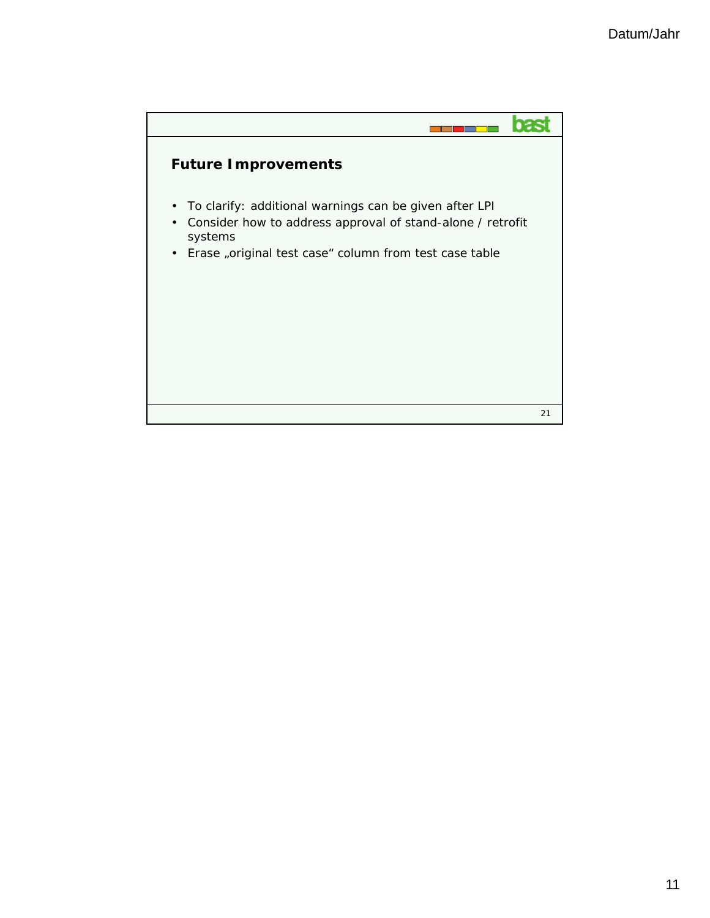## Future Improvements

- To clarify: additional warnings can be given after LPI
- Consider how to address approval of stand-alone / retrofit systems
- Erase „original test case“ column from test case table